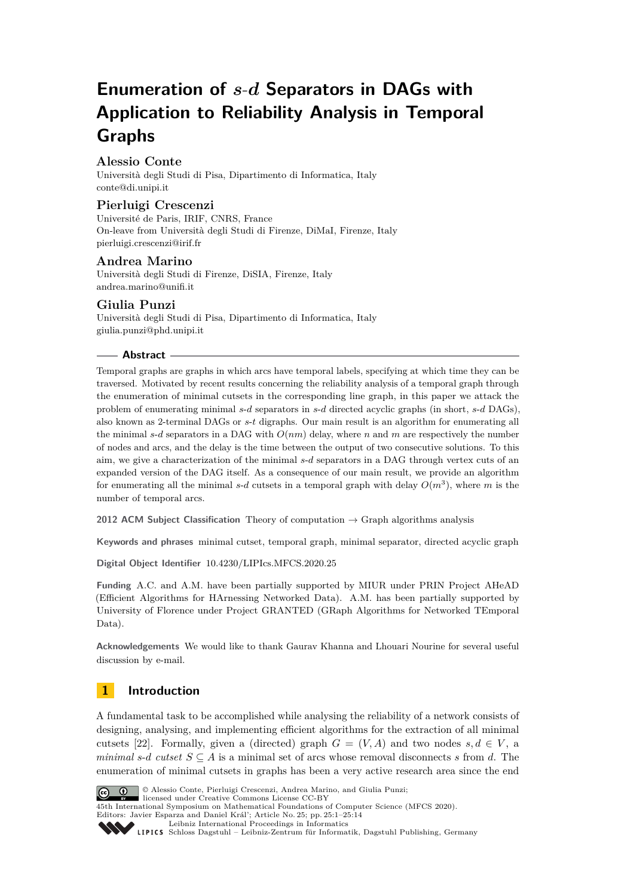# Enumeration of $s$-$d$ Separators in DAGs with Application to Reliability Analysis in Temporal Graphs

**Alessio Conte**
Università degli Studi di Pisa, Dipartimento di Informatica, Italy
conte@di.unipi.it

**Pierluigi Crescenzi**
Université de Paris, IRIF, CNRS, France
On-leave from Università degli Studi di Firenze, DiMaI, Firenze, Italy
pierluigi.crescenzi@irif.fr

**Andrea Marino**
Università degli Studi di Firenze, DiSIA, Firenze, Italy
andrea.marino@unifi.it

**Giulia Punzi**
Università degli Studi di Pisa, Dipartimento di Informatica, Italy
giulia.punzi@phd.unipi.it

## Abstract

Temporal graphs are graphs in which arcs have temporal labels, specifying at which time they can be traversed. Motivated by recent results concerning the reliability analysis of a temporal graph through the enumeration of minimal cutsets in the corresponding line graph, in this paper we attack the problem of enumerating minimal $s$-$d$ separators in $s$-$d$ directed acyclic graphs (in short, $s$-$d$ DAGs), also known as 2-terminal DAGs or $s$-$t$ digraphs. Our main result is an algorithm for enumerating all the minimal $s$-$d$ separators in a DAG with $O(nm)$ delay, where $n$ and $m$ are respectively the number of nodes and arcs, and the delay is the time between the output of two consecutive solutions. To this aim, we give a characterization of the minimal $s$-$d$ separators in a DAG through vertex cuts of an expanded version of the DAG itself. As a consequence of our main result, we provide an algorithm for enumerating all the minimal $s$-$d$ cutsets in a temporal graph with delay $O(m^3)$, where $m$ is the number of temporal arcs.

**2012 ACM Subject Classification** Theory of computation → Graph algorithms analysis

**Keywords and phrases** minimal cutset, temporal graph, minimal separator, directed acyclic graph

**Digital Object Identifier** 10.4230/LIPIcs.MFCS.2020.25

**Funding** A.C. and A.M. have been partially supported by MIUR under PRIN Project AHeAD (Efficient Algorithms for HArnessing Networked Data). A.M. has been partially supported by University of Florence under Project GRANTED (GRaph Algorithms for Networked TEmporal Data).

**Acknowledgements** We would like to thank Gaurav Khanna and Lhouari Nourine for several useful discussion by e-mail.

## 1 Introduction

A fundamental task to be accomplished while analysing the reliability of a network consists of designing, analysing, and implementing efficient algorithms for the extraction of all minimal cutsets [22]. Formally, given a (directed) graph $G = (V, A)$ and two nodes $s, d \in V$, a *minimal $s$-$d$ cutset* $S \subseteq A$ is a minimal set of arcs whose removal disconnects $s$ from $d$. The enumeration of minimal cutsets in graphs has been a very active research area since the end

© Alessio Conte, Pierluigi Crescenzi, Andrea Marino, and Giulia Punzi;
licensed under Creative Commons License CC-BY
45th International Symposium on Mathematical Foundations of Computer Science (MFCS 2020).
Editors: Javier Esparza and Daniel Král'; Article No. 25; pp. 25:1–25:14
Leibniz International Proceedings in Informatics
Schloss Dagstuhl – Leibniz-Zentrum für Informatik, Dagstuhl Publishing, Germany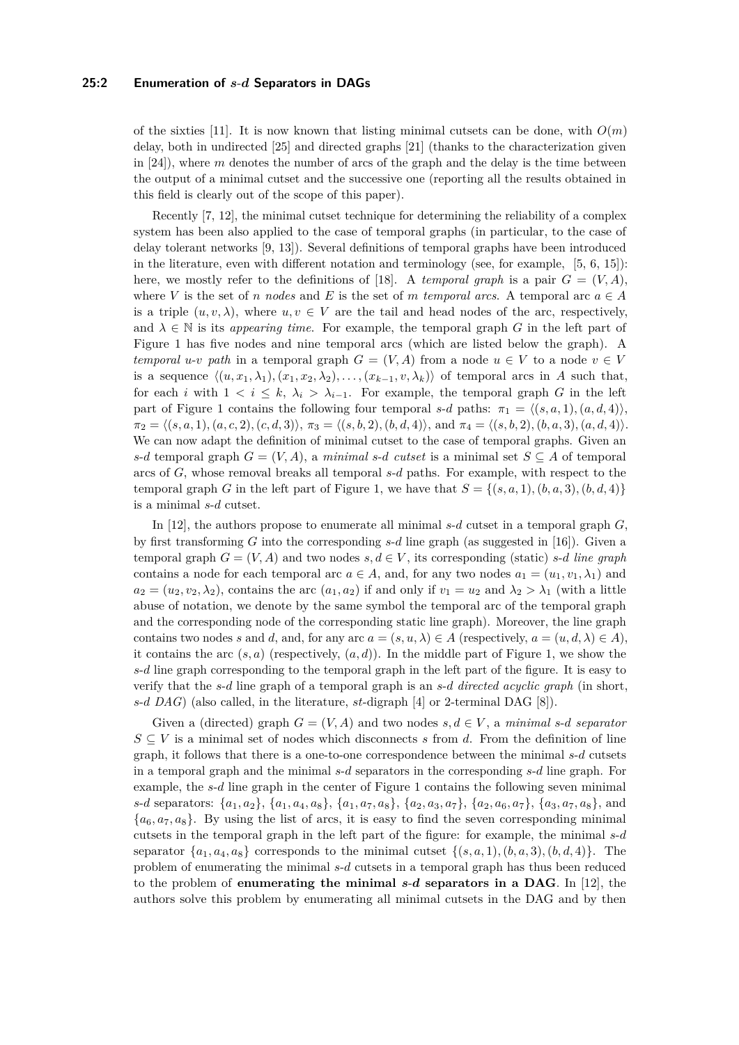of the sixties [11]. It is now known that listing minimal cutsets can be done, with $O(m)$ delay, both in undirected [25] and directed graphs [21] (thanks to the characterization given in [24]), where $m$ denotes the number of arcs of the graph and the delay is the time between the output of a minimal cutset and the successive one (reporting all the results obtained in this field is clearly out of the scope of this paper).

Recently [7, 12], the minimal cutset technique for determining the reliability of a complex system has been also applied to the case of temporal graphs (in particular, to the case of delay tolerant networks [9, 13]). Several definitions of temporal graphs have been introduced in the literature, even with different notation and terminology (see, for example, [5, 6, 15]): here, we mostly refer to the definitions of [18]. A *temporal graph* is a pair $G = (V, A)$, where $V$ is the set of $n$ *nodes* and $E$ is the set of $m$ *temporal arcs*. A temporal arc $a \in A$ is a triple $(u, v, \lambda)$, where $u, v \in V$ are the tail and head nodes of the arc, respectively, and $\lambda \in \mathbb{N}$ is its *appearing time*. For example, the temporal graph $G$ in the left part of Figure 1 has five nodes and nine temporal arcs (which are listed below the graph). A *temporal u-v path* in a temporal graph $G = (V, A)$ from a node $u \in V$ to a node $v \in V$ is a sequence $\langle (u, x_1, \lambda_1), (x_1, x_2, \lambda_2), \ldots, (x_{k-1}, v, \lambda_k) \rangle$ of temporal arcs in $A$ such that, for each $i$ with $1 < i \leq k$, $\lambda_i > \lambda_{i-1}$. For example, the temporal graph $G$ in the left part of Figure 1 contains the following four temporal *s-d* paths: $\pi_1 = \langle (s, a, 1), (a, d, 4) \rangle$, $\pi_2 = \langle (s, a, 1), (a, c, 2), (c, d, 3) \rangle$, $\pi_3 = \langle (s, b, 2), (b, d, 4) \rangle$, and $\pi_4 = \langle (s, b, 2), (b, a, 3), (a, d, 4) \rangle$. We can now adapt the definition of minimal cutset to the case of temporal graphs. Given an *s-d* temporal graph $G = (V, A)$, a *minimal s-d cutset* is a minimal set $S \subseteq A$ of temporal arcs of $G$, whose removal breaks all temporal *s-d* paths. For example, with respect to the temporal graph $G$ in the left part of Figure 1, we have that $S = \{(s, a, 1), (b, a, 3), (b, d, 4)\}$ is a minimal *s-d* cutset.

In [12], the authors propose to enumerate all minimal *s-d* cutset in a temporal graph $G$, by first transforming $G$ into the corresponding *s-d* line graph (as suggested in [16]). Given a temporal graph $G = (V, A)$ and two nodes $s, d \in V$, its corresponding (static) *s-d line graph* contains a node for each temporal arc $a \in A$, and, for any two nodes $a_1 = (u_1, v_1, \lambda_1)$ and $a_2 = (u_2, v_2, \lambda_2)$, contains the arc $(a_1, a_2)$ if and only if $v_1 = u_2$ and $\lambda_2 > \lambda_1$ (with a little abuse of notation, we denote by the same symbol the temporal arc of the temporal graph and the corresponding node of the corresponding static line graph). Moreover, the line graph contains two nodes $s$ and $d$, and, for any arc $a = (s, u, \lambda) \in A$ (respectively, $a = (u, d, \lambda) \in A$), it contains the arc $(s, a)$ (respectively, $(a, d)$). In the middle part of Figure 1, we show the *s-d* line graph corresponding to the temporal graph in the left part of the figure. It is easy to verify that the *s-d* line graph of a temporal graph is an *s-d directed acyclic graph* (in short, *s-d DAG*) (also called, in the literature, *st*-digraph [4] or 2-terminal DAG [8]).

Given a (directed) graph $G = (V, A)$ and two nodes $s, d \in V$, a *minimal s-d separator* $S \subseteq V$ is a minimal set of nodes which disconnects $s$ from $d$. From the definition of line graph, it follows that there is a one-to-one correspondence between the minimal *s-d* cutsets in a temporal graph and the minimal *s-d* separators in the corresponding *s-d* line graph. For example, the *s-d* line graph in the center of Figure 1 contains the following seven minimal *s-d* separators: $\{a_1, a_2\}$, $\{a_1, a_4, a_8\}$, $\{a_1, a_7, a_8\}$, $\{a_2, a_3, a_7\}$, $\{a_2, a_6, a_7\}$, $\{a_3, a_7, a_8\}$, and $\{a_6, a_7, a_8\}$. By using the list of arcs, it is easy to find the seven corresponding minimal cutsets in the temporal graph in the left part of the figure: for example, the minimal *s-d* separator $\{a_1, a_4, a_8\}$ corresponds to the minimal cutset $\{(s, a, 1), (b, a, 3), (b, d, 4)\}$. The problem of enumerating the minimal *s-d* cutsets in a temporal graph has thus been reduced to the problem of **enumerating the minimal *s-d* separators in a DAG**. In [12], the authors solve this problem by enumerating all minimal cutsets in the DAG and by then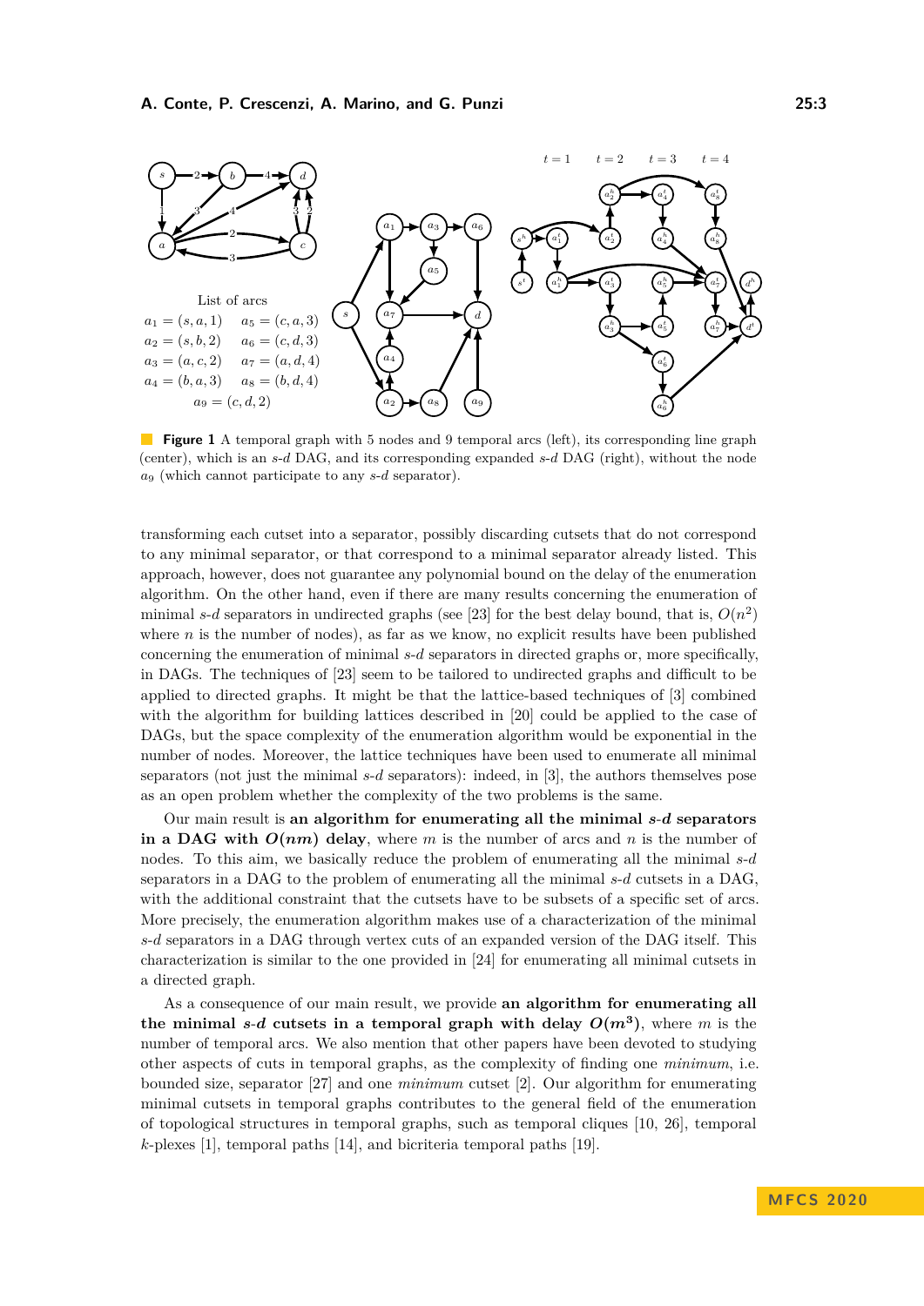List of arcs

$a_1 = (s, a, 1)$ $a_5 = (c, a, 3)$
$a_2 = (s, b, 2)$ $a_6 = (c, d, 3)$
$a_3 = (a, c, 2)$ $a_7 = (a, d, 4)$
$a_4 = (b, a, 3)$ $a_8 = (b, d, 4)$
$a_9 = (c, d, 2)$

**Figure 1** A temporal graph with 5 nodes and 9 temporal arcs (left), its corresponding line graph (center), which is an *s*-*d* DAG, and its corresponding expanded *s*-*d* DAG (right), without the node $a_9$ (which cannot participate to any *s*-*d* separator).

transforming each cutset into a separator, possibly discarding cutsets that do not correspond to any minimal separator, or that correspond to a minimal separator already listed. This approach, however, does not guarantee any polynomial bound on the delay of the enumeration algorithm. On the other hand, even if there are many results concerning the enumeration of minimal *s*-*d* separators in undirected graphs (see [23] for the best delay bound, that is, $O(n^2)$ where $n$ is the number of nodes), as far as we know, no explicit results have been published concerning the enumeration of minimal *s*-*d* separators in directed graphs or, more specifically, in DAGs. The techniques of [23] seem to be tailored to undirected graphs and difficult to be applied to directed graphs. It might be that the lattice-based techniques of [3] combined with the algorithm for building lattices described in [20] could be applied to the case of DAGs, but the space complexity of the enumeration algorithm would be exponential in the number of nodes. Moreover, the lattice techniques have been used to enumerate all minimal separators (not just the minimal *s*-*d* separators): indeed, in [3], the authors themselves pose as an open problem whether the complexity of the two problems is the same.

Our main result is **an algorithm for enumerating all the minimal *s*-*d* separators in a DAG with $O(nm)$ delay**, where $m$ is the number of arcs and $n$ is the number of nodes. To this aim, we basically reduce the problem of enumerating all the minimal *s*-*d* separators in a DAG to the problem of enumerating all the minimal *s*-*d* cutsets in a DAG, with the additional constraint that the cutsets have to be subsets of a specific set of arcs. More precisely, the enumeration algorithm makes use of a characterization of the minimal *s*-*d* separators in a DAG through vertex cuts of an expanded version of the DAG itself. This characterization is similar to the one provided in [24] for enumerating all minimal cutsets in a directed graph.

As a consequence of our main result, we provide **an algorithm for enumerating all the minimal *s*-*d* cutsets in a temporal graph with delay $O(m^3)$**, where $m$ is the number of temporal arcs. We also mention that other papers have been devoted to studying other aspects of cuts in temporal graphs, as the complexity of finding one *minimum*, i.e. bounded size, separator [27] and one *minimum* cutset [2]. Our algorithm for enumerating minimal cutsets in temporal graphs contributes to the general field of the enumeration of topological structures in temporal graphs, such as temporal cliques [10, 26], temporal $k$-plexes [1], temporal paths [14], and bicriteria temporal paths [19].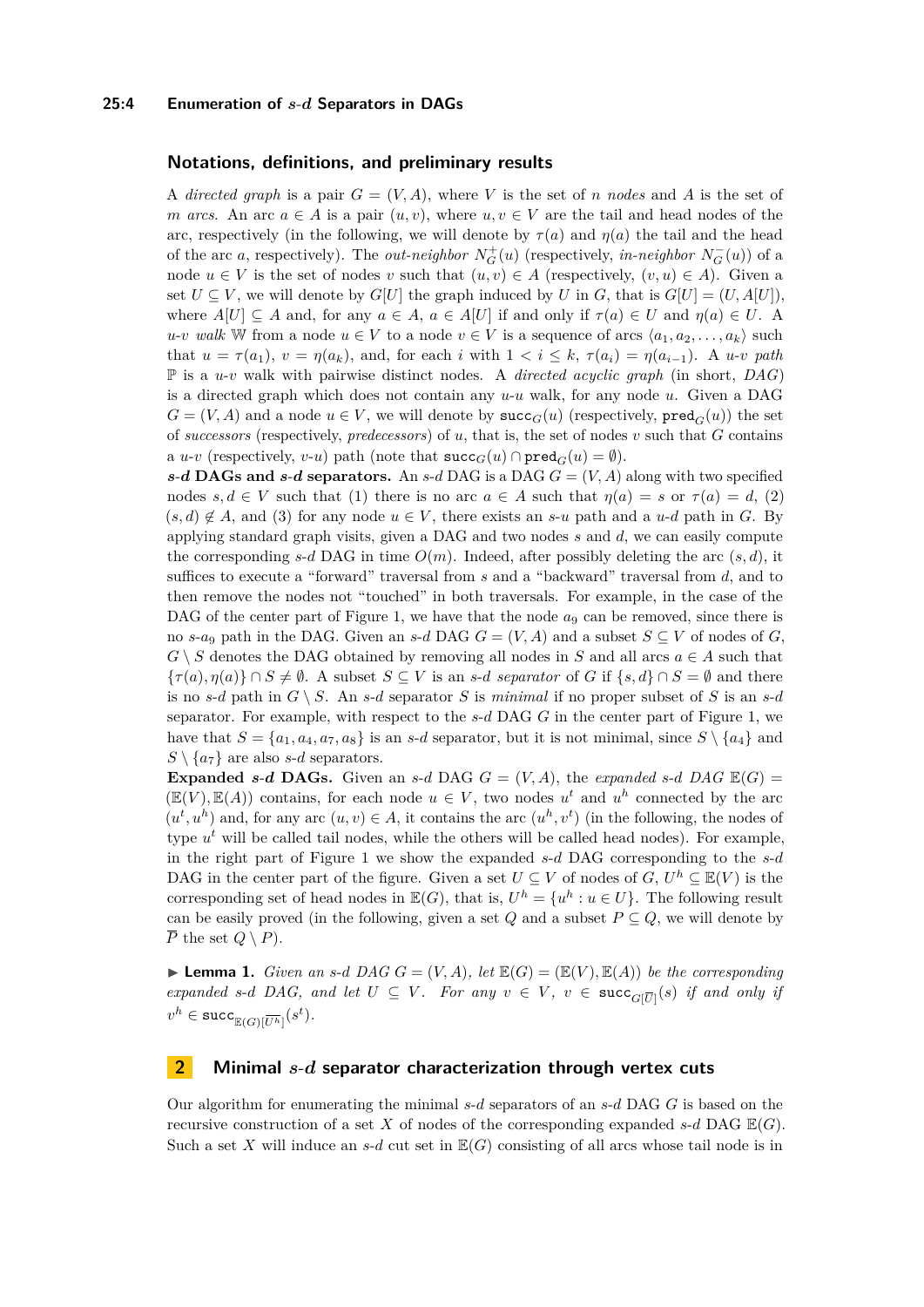## Notations, definitions, and preliminary results

A *directed graph* is a pair $G = (V, A)$, where $V$ is the set of $n$ *nodes* and $A$ is the set of $m$ *arcs*. An arc $a \in A$ is a pair $(u, v)$, where $u, v \in V$ are the tail and head nodes of the arc, respectively (in the following, we will denote by $\tau(a)$ and $\eta(a)$ the tail and the head of the arc $a$, respectively). The *out-neighbor* $N^+_G(u)$ (respectively, *in-neighbor* $N^-_G(u)$) of a node $u \in V$ is the set of nodes $v$ such that $(u, v) \in A$ (respectively, $(v, u) \in A$). Given a set $U \subseteq V$, we will denote by $G[U]$ the graph induced by $U$ in $G$, that is $G[U] = (U, A[U])$, where $A[U] \subseteq A$ and, for any $a \in A$, $a \in A[U]$ if and only if $\tau(a) \in U$ and $\eta(a) \in U$. A *$u$-$v$ walk* $\mathbb{W}$ from a node $u \in V$ to a node $v \in V$ is a sequence of arcs $\langle a_1, a_2, \ldots, a_k\rangle$ such that $u = \tau(a_1)$, $v = \eta(a_k)$, and, for each $i$ with $1 < i \leq k$, $\tau(a_i) = \eta(a_{i-1})$. A *$u$-$v$ path* $\mathbb{P}$ is a $u$-$v$ walk with pairwise distinct nodes. A *directed acyclic graph* (in short, *DAG*) is a directed graph which does not contain any $u$-$u$ walk, for any node $u$. Given a DAG $G = (V, A)$ and a node $u \in V$, we will denote by $\mathtt{succ}_G(u)$ (respectively, $\mathtt{pred}_G(u)$) the set of *successors* (respectively, *predecessors*) of $u$, that is, the set of nodes $v$ such that $G$ contains a $u$-$v$ (respectively, $v$-$u$) path (note that $\mathtt{succ}_G(u) \cap \mathtt{pred}_G(u) = \emptyset$).

***s*-*d* DAGs and *s*-*d* separators.** An $s$-$d$ DAG is a DAG $G = (V, A)$ along with two specified nodes $s, d \in V$ such that (1) there is no arc $a \in A$ such that $\eta(a) = s$ or $\tau(a) = d$, (2) $(s, d) \notin A$, and (3) for any node $u \in V$, there exists an $s$-$u$ path and a $u$-$d$ path in $G$. By applying standard graph visits, given a DAG and two nodes $s$ and $d$, we can easily compute the corresponding $s$-$d$ DAG in time $O(m)$. Indeed, after possibly deleting the arc $(s, d)$, it suffices to execute a "forward" traversal from $s$ and a "backward" traversal from $d$, and to then remove the nodes not "touched" in both traversals. For example, in the case of the DAG of the center part of Figure 1, we have that the node $a_9$ can be removed, since there is no $s$-$a_9$ path in the DAG. Given an $s$-$d$ DAG $G = (V, A)$ and a subset $S \subseteq V$ of nodes of $G$, $G \setminus S$ denotes the DAG obtained by removing all nodes in $S$ and all arcs $a \in A$ such that $\{\tau(a), \eta(a)\} \cap S \neq \emptyset$. A subset $S \subseteq V$ is an *$s$-$d$ separator* of $G$ if $\{s, d\} \cap S = \emptyset$ and there is no $s$-$d$ path in $G \setminus S$. An $s$-$d$ separator $S$ is *minimal* if no proper subset of $S$ is an $s$-$d$ separator. For example, with respect to the $s$-$d$ DAG $G$ in the center part of Figure 1, we have that $S = \{a_1, a_4, a_7, a_8\}$ is an $s$-$d$ separator, but it is not minimal, since $S \setminus \{a_4\}$ and $S \setminus \{a_7\}$ are also $s$-$d$ separators.

**Expanded *s*-*d* DAGs.** Given an $s$-$d$ DAG $G = (V, A)$, the *expanded $s$-$d$ DAG* $\mathbb{E}(G) = (\mathbb{E}(V), \mathbb{E}(A))$ contains, for each node $u \in V$, two nodes $u^t$ and $u^h$ connected by the arc $(u^t, u^h)$ and, for any arc $(u, v) \in A$, it contains the arc $(u^h, v^t)$ (in the following, the nodes of type $u^t$ will be called tail nodes, while the others will be called head nodes). For example, in the right part of Figure 1 we show the expanded $s$-$d$ DAG corresponding to the $s$-$d$ DAG in the center part of the figure. Given a set $U \subseteq V$ of nodes of $G$, $U^h \subseteq \mathbb{E}(V)$ is the corresponding set of head nodes in $\mathbb{E}(G)$, that is, $U^h = \{u^h : u \in U\}$. The following result can be easily proved (in the following, given a set $Q$ and a subset $P \subseteq Q$, we will denote by $\overline{P}$ the set $Q \setminus P$).

▶ **Lemma 1.** *Given an $s$-$d$ DAG $G = (V, A)$, let $\mathbb{E}(G) = (\mathbb{E}(V), \mathbb{E}(A))$ be the corresponding expanded $s$-$d$ DAG, and let $U \subseteq V$. For any $v \in V$, $v \in \mathtt{succ}_{G[\overline{U}]}(s)$ if and only if $v^h \in \mathtt{succ}_{\mathbb{E}(G)[\overline{U^h}]}(s^t)$.*

## 2 Minimal *s*-*d* separator characterization through vertex cuts

Our algorithm for enumerating the minimal $s$-$d$ separators of an $s$-$d$ DAG $G$ is based on the recursive construction of a set $X$ of nodes of the corresponding expanded $s$-$d$ DAG $\mathbb{E}(G)$. Such a set $X$ will induce an $s$-$d$ cut set in $\mathbb{E}(G)$ consisting of all arcs whose tail node is in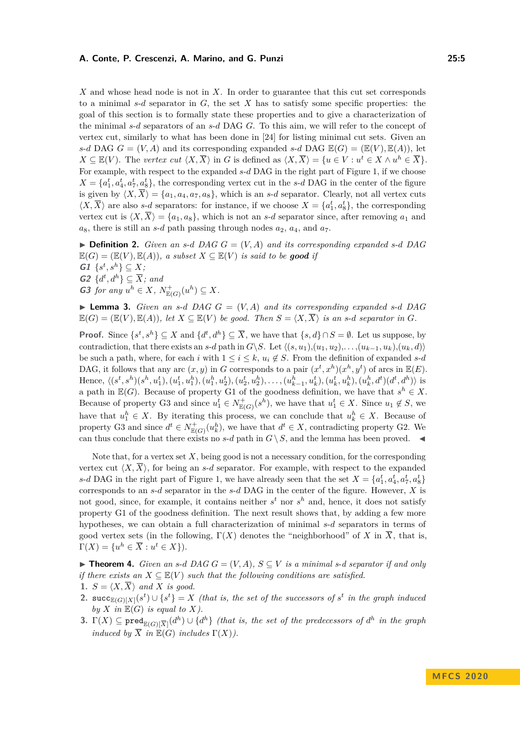$X$ and whose head node is not in $X$. In order to guarantee that this cut set corresponds to a minimal $s$-$d$ separator in $G$, the set $X$ has to satisfy some specific properties: the goal of this section is to formally state these properties and to give a characterization of the minimal $s$-$d$ separators of an $s$-$d$ DAG $G$. To this aim, we will refer to the concept of vertex cut, similarly to what has been done in [24] for listing minimal cut sets. Given an $s$-$d$ DAG $G = (V, A)$ and its corresponding expanded $s$-$d$ DAG $\mathbb{E}(G) = (\mathbb{E}(V), \mathbb{E}(A))$, let $X \subseteq \mathbb{E}(V)$. The *vertex cut* $\langle X, \overline{X} \rangle$ in $G$ is defined as $\langle X, \overline{X} \rangle = \{u \in V : u^t \in X \wedge u^h \in \overline{X}\}$. For example, with respect to the expanded $s$-$d$ DAG in the right part of Figure 1, if we choose $X = \{a_1^t, a_4^t, a_7^t, a_8^t\}$, the corresponding vertex cut in the $s$-$d$ DAG in the center of the figure is given by $\langle X, \overline{X} \rangle = \{a_1, a_4, a_7, a_8\}$, which is an $s$-$d$ separator. Clearly, not all vertex cuts $\langle X, \overline{X} \rangle$ are also $s$-$d$ separators: for instance, if we choose $X = \{a_1^t, a_8^t\}$, the corresponding vertex cut is $\langle X, \overline{X} \rangle = \{a_1, a_8\}$, which is not an $s$-$d$ separator since, after removing $a_1$ and $a_8$, there is still an $s$-$d$ path passing through nodes $a_2$, $a_4$, and $a_7$.

▶ **Definition 2.** *Given an $s$-$d$ DAG $G = (V, A)$ and its corresponding expanded $s$-$d$ DAG $\mathbb{E}(G) = (\mathbb{E}(V), \mathbb{E}(A))$, a subset $X \subseteq \mathbb{E}(V)$ is said to be **good** if*

***G1*** $\{s^t, s^h\} \subseteq X$*;*

***G2*** $\{d^t, d^h\} \subseteq \overline{X}$*; and*

***G3*** *for any $u^h \in X$, $N^+_{\mathbb{E}(G)}(u^h) \subseteq X$.*

▶ **Lemma 3.** *Given an $s$-$d$ DAG $G = (V, A)$ and its corresponding expanded $s$-$d$ DAG $\mathbb{E}(G) = (\mathbb{E}(V), \mathbb{E}(A))$, let $X \subseteq \mathbb{E}(V)$ be good. Then $S = \langle X, \overline{X} \rangle$ is an $s$-$d$ separator in $G$.*

**Proof.** Since $\{s^t, s^h\} \subseteq X$ and $\{d^t, d^h\} \subseteq \overline{X}$, we have that $\{s, d\} \cap S = \emptyset$. Let us suppose, by contradiction, that there exists an $s$-$d$ path in $G \backslash S$. Let $\langle (s, u_1), (u_1, u_2), \ldots, (u_{k-1}, u_k), (u_k, d) \rangle$ be such a path, where, for each $i$ with $1 \le i \le k$, $u_i \notin S$. From the definition of expanded $s$-$d$ DAG, it follows that any arc $(x, y)$ in $G$ corresponds to a pair $(x^t, x^h)(x^h, y^t)$ of arcs in $\mathbb{E}(E)$. Hence, $\langle (s^t, s^h)(s^h, u_1^t), (u_1^t, u_1^h), (u_1^h, u_2^t), (u_2^t, u_2^h), \ldots, (u_{k-1}^h, u_k^t), (u_k^t, u_k^h), (u_k^h, d^t)(d^t, d^h) \rangle$ is a path in $\mathbb{E}(G)$. Because of property G1 of the goodness definition, we have that $s^h \in X$. Because of property G3 and since $u_1^t \in N^+_{\mathbb{E}(G)}(s^h)$, we have that $u_1^t \in X$. Since $u_1 \notin S$, we have that $u_1^h \in X$. By iterating this process, we can conclude that $u_k^h \in X$. Because of property G3 and since $d^t \in N^+_{\mathbb{E}(G)}(u_k^h)$, we have that $d^t \in X$, contradicting property G2. We can thus conclude that there exists no $s$-$d$ path in $G \setminus S$, and the lemma has been proved. ◀

Note that, for a vertex set $X$, being good is not a necessary condition, for the corresponding vertex cut $\langle X, \overline{X} \rangle$, for being an $s$-$d$ separator. For example, with respect to the expanded $s$-$d$ DAG in the right part of Figure 1, we have already seen that the set $X = \{a_1^t, a_4^t, a_7^t, a_8^t\}$ corresponds to an $s$-$d$ separator in the $s$-$d$ DAG in the center of the figure. However, $X$ is not good, since, for example, it contains neither $s^t$ nor $s^h$ and, hence, it does not satisfy property G1 of the goodness definition. The next result shows that, by adding a few more hypotheses, we can obtain a full characterization of minimal $s$-$d$ separators in terms of good vertex sets (in the following, $\Gamma(X)$ denotes the "neighborhood" of $X$ in $\overline{X}$, that is, $\Gamma(X) = \{u^h \in \overline{X} : u^t \in X\}$).

▶ **Theorem 4.** *Given an $s$-$d$ DAG $G = (V, A)$, $S \subseteq V$ is a minimal $s$-$d$ separator if and only if there exists an $X \subseteq \mathbb{E}(V)$ such that the following conditions are satisfied.*

1. *$S = \langle X, \overline{X} \rangle$ and $X$ is good.*
2. *$\mathtt{succ}_{\mathbb{E}(G)[X]}(s^t) \cup \{s^t\} = X$ (that is, the set of the successors of $s^t$ in the graph induced by $X$ in $\mathbb{E}(G)$ is equal to $X$).*
3. *$\Gamma(X) \subseteq \mathtt{pred}_{\mathbb{E}(G)[\overline{X}]}(d^h) \cup \{d^h\}$ (that is, the set of the predecessors of $d^h$ in the graph induced by $\overline{X}$ in $\mathbb{E}(G)$ includes $\Gamma(X)$).*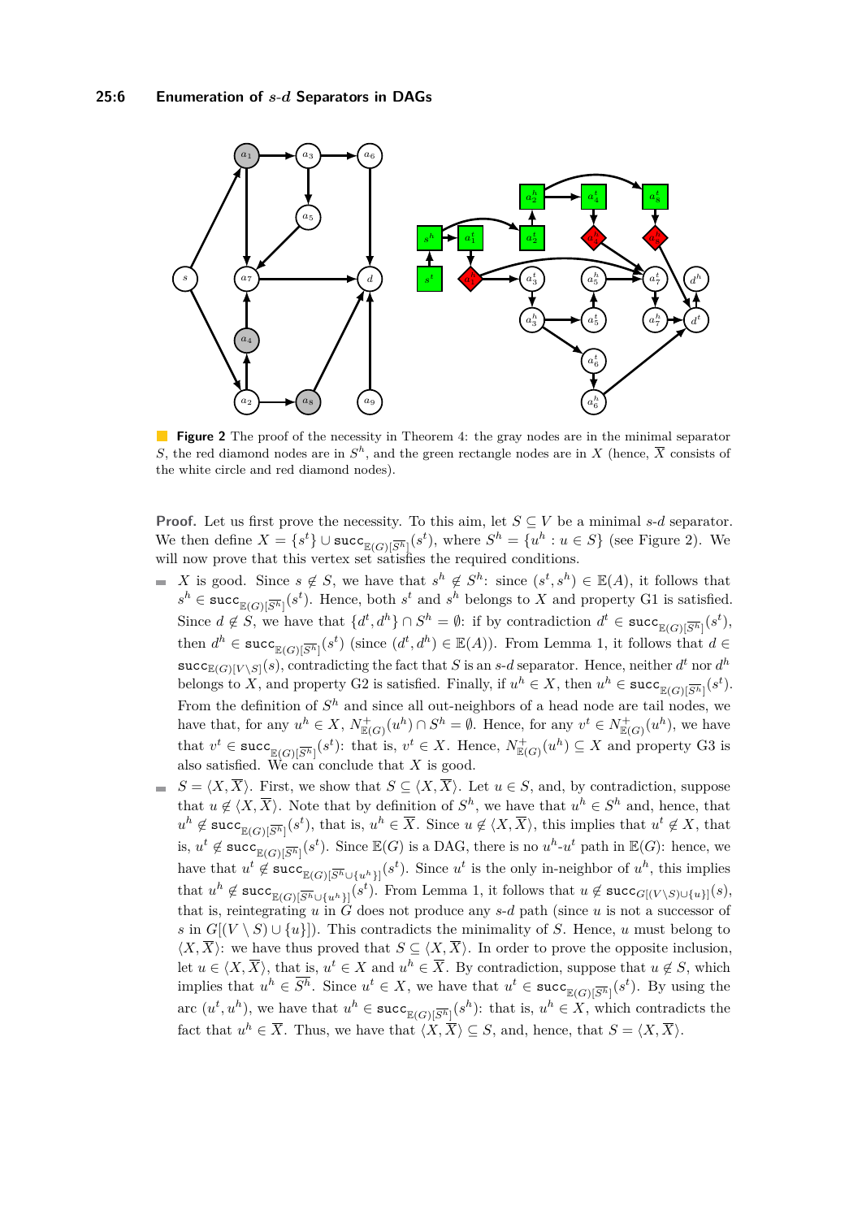**Figure 2** The proof of the necessity in Theorem 4: the gray nodes are in the minimal separator $S$, the red diamond nodes are in $S^h$, and the green rectangle nodes are in $X$ (hence, $\overline{X}$ consists of the white circle and red diamond nodes).

**Proof.** Let us first prove the necessity. To this aim, let $S \subseteq V$ be a minimal $s$-$d$ separator. We then define $X = \{s^t\} \cup \mathtt{succ}_{\mathbb{E}(G)[\overline{S^h}]}(s^t)$, where $S^h = \{u^h : u \in S\}$ (see Figure 2). We will now prove that this vertex set satisfies the required conditions.

- $X$ is good. Since $s \notin S$, we have that $s^h \notin S^h$: since $(s^t, s^h) \in \mathbb{E}(A)$, it follows that $s^h \in \mathtt{succ}_{\mathbb{E}(G)[\overline{S^h}]}(s^t)$. Hence, both $s^t$ and $s^h$ belongs to $X$ and property G1 is satisfied. Since $d \notin S$, we have that $\{d^t, d^h\} \cap S^h = \emptyset$: if by contradiction $d^t \in \mathtt{succ}_{\mathbb{E}(G)[\overline{S^h}]}(s^t)$, then $d^h \in \mathtt{succ}_{\mathbb{E}(G)[\overline{S^h}]}(s^t)$ (since $(d^t, d^h) \in \mathbb{E}(A)$). From Lemma 1, it follows that $d \in \mathtt{succ}_{\mathbb{E}(G)[V \setminus S]}(s)$, contradicting the fact that $S$ is an $s$-$d$ separator. Hence, neither $d^t$ nor $d^h$ belongs to $X$, and property G2 is satisfied. Finally, if $u^h \in X$, then $u^h \in \mathtt{succ}_{\mathbb{E}(G)[\overline{S^h}]}(s^t)$. From the definition of $S^h$ and since all out-neighbors of a head node are tail nodes, we have that, for any $u^h \in X$, $N^+_{\mathbb{E}(G)}(u^h) \cap S^h = \emptyset$. Hence, for any $v^t \in N^+_{\mathbb{E}(G)}(u^h)$, we have that $v^t \in \mathtt{succ}_{\mathbb{E}(G)[\overline{S^h}]}(s^t)$: that is, $v^t \in X$. Hence, $N^+_{\mathbb{E}(G)}(u^h) \subseteq X$ and property G3 is also satisfied. We can conclude that $X$ is good.
- $S = \langle X, \overline{X} \rangle$. First, we show that $S \subseteq \langle X, \overline{X} \rangle$. Let $u \in S$, and, by contradiction, suppose that $u \notin \langle X, \overline{X} \rangle$. Note that by definition of $S^h$, we have that $u^h \in S^h$ and, hence, that $u^h \notin \mathtt{succ}_{\mathbb{E}(G)[\overline{S^h}]}(s^t)$, that is, $u^h \in \overline{X}$. Since $u \notin \langle X, \overline{X} \rangle$, this implies that $u^t \notin X$, that is, $u^t \notin \mathtt{succ}_{\mathbb{E}(G)[\overline{S^h}]}(s^t)$. Since $\mathbb{E}(G)$ is a DAG, there is no $u^h$-$u^t$ path in $\mathbb{E}(G)$: hence, we have that $u^t \notin \mathtt{succ}_{\mathbb{E}(G)[\overline{S^h} \cup \{u^h\}]}(s^t)$. Since $u^t$ is the only in-neighbor of $u^h$, this implies that $u^h \notin \mathtt{succ}_{\mathbb{E}(G)[\overline{S^h} \cup \{u^h\}]}(s^t)$. From Lemma 1, it follows that $u \notin \mathtt{succ}_{G[(V \setminus S) \cup \{u\}]}(s)$, that is, reintegrating $u$ in $G$ does not produce any $s$-$d$ path (since $u$ is not a successor of $s$ in $G[(V \setminus S) \cup \{u\}]$). This contradicts the minimality of $S$. Hence, $u$ must belong to $\langle X, \overline{X} \rangle$: we have thus proved that $S \subseteq \langle X, \overline{X} \rangle$. In order to prove the opposite inclusion, let $u \in \langle X, \overline{X} \rangle$, that is, $u^t \in X$ and $u^h \in \overline{X}$. By contradiction, suppose that $u \notin S$, which implies that $u^h \in \overline{S^h}$. Since $u^t \in X$, we have that $u^t \in \mathtt{succ}_{\mathbb{E}(G)[\overline{S^h}]}(s^t)$. By using the arc $(u^t, u^h)$, we have that $u^h \in \mathtt{succ}_{\mathbb{E}(G)[\overline{S^h}]}(s^h)$: that is, $u^h \in X$, which contradicts the fact that $u^h \in \overline{X}$. Thus, we have that $\langle X, \overline{X} \rangle \subseteq S$, and, hence, that $S = \langle X, \overline{X} \rangle$.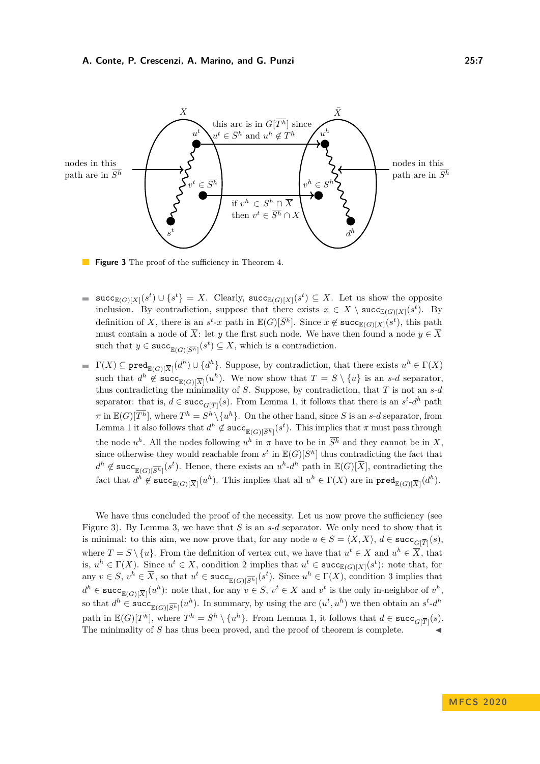**Figure 3** The proof of the sufficiency in Theorem 4.

- $\mathtt{succ}_{\mathbb{E}(G)[X]}(s^t) \cup \{s^t\} = X$. Clearly, $\mathtt{succ}_{\mathbb{E}(G)[X]}(s^t) \subseteq X$. Let us show the opposite inclusion. By contradiction, suppose that there exists $x \in X \setminus \mathtt{succ}_{\mathbb{E}(G)[X]}(s^t)$. By definition of $X$, there is an $s^t$-$x$ path in $\mathbb{E}(G)[\overline{S^h}]$. Since $x \notin \mathtt{succ}_{\mathbb{E}(G)[X]}(s^t)$, this path must contain a node of $\overline{X}$: let $y$ the first such node. We have then found a node $y \in \overline{X}$ such that $y \in \mathtt{succ}_{\mathbb{E}(G)[\overline{S^h}]}(s^t) \subseteq X$, which is a contradiction.
- $\Gamma(X) \subseteq \mathtt{pred}_{\mathbb{E}(G)[\overline{X}]}(d^h) \cup \{d^h\}$. Suppose, by contradiction, that there exists $u^h \in \Gamma(X)$ such that $d^h \notin \mathtt{succ}_{\mathbb{E}(G)[\overline{X}]}(u^h)$. We now show that $T = S \setminus \{u\}$ is an $s$-$d$ separator, thus contradicting the minimality of $S$. Suppose, by contradiction, that $T$ is not an $s$-$d$ separator: that is, $d \in \mathtt{succ}_{G[\overline{T}]}(s)$. From Lemma 1, it follows that there is an $s^t$-$d^h$ path $\pi$ in $\mathbb{E}(G)[\overline{T^h}]$, where $T^h = S^h \setminus \{u^h\}$. On the other hand, since $S$ is an $s$-$d$ separator, from Lemma 1 it also follows that $d^h \notin \mathtt{succ}_{\mathbb{E}(G)[\overline{S^h}]}(s^t)$. This implies that $\pi$ must pass through the node $u^h$. All the nodes following $u^h$ in $\pi$ have to be in $\overline{S^h}$ and they cannot be in $X$, since otherwise they would reachable from $s^t$ in $\mathbb{E}(G)[\overline{S^h}]$ thus contradicting the fact that $d^h \notin \mathtt{succ}_{\mathbb{E}(G)[\overline{S^h}]}(s^t)$. Hence, there exists an $u^h$-$d^h$ path in $\mathbb{E}(G)[\overline{X}]$, contradicting the fact that $d^h \notin \mathtt{succ}_{\mathbb{E}(G)[\overline{X}]}(u^h)$. This implies that all $u^h \in \Gamma(X)$ are in $\mathtt{pred}_{\mathbb{E}(G)[\overline{X}]}(d^h)$.

We have thus concluded the proof of the necessity. Let us now prove the sufficiency (see Figure 3). By Lemma 3, we have that $S$ is an $s$-$d$ separator. We only need to show that it is minimal: to this aim, we now prove that, for any node $u \in S = \langle X, \overline{X}\rangle$, $d \in \mathtt{succ}_{G[\overline{T}]}(s)$, where $T = S \setminus \{u\}$. From the definition of vertex cut, we have that $u^t \in X$ and $u^h \in \overline{X}$, that is, $u^h \in \Gamma(X)$. Since $u^t \in X$, condition 2 implies that $u^t \in \mathtt{succ}_{\mathbb{E}(G)[X]}(s^t)$: note that, for any $v \in S$, $v^h \in \overline{X}$, so that $u^t \in \mathtt{succ}_{\mathbb{E}(G)[\overline{S^h}]}(s^t)$. Since $u^h \in \Gamma(X)$, condition 3 implies that $d^h \in \mathtt{succ}_{\mathbb{E}(G)[\overline{X}]}(u^h)$: note that, for any $v \in S$, $v^t \in X$ and $v^t$ is the only in-neighbor of $v^h$, so that $d^h \in \mathtt{succ}_{\mathbb{E}(G)[\overline{S^h}]}(u^h)$. In summary, by using the arc $(u^t, u^h)$ we then obtain an $s^t$-$d^h$ path in $\mathbb{E}(G)[\overline{T^h}]$, where $T^h = S^h \setminus \{u^h\}$. From Lemma 1, it follows that $d \in \mathtt{succ}_{G[\overline{T}]}(s)$. The minimality of $S$ has thus been proved, and the proof of theorem is complete. ◀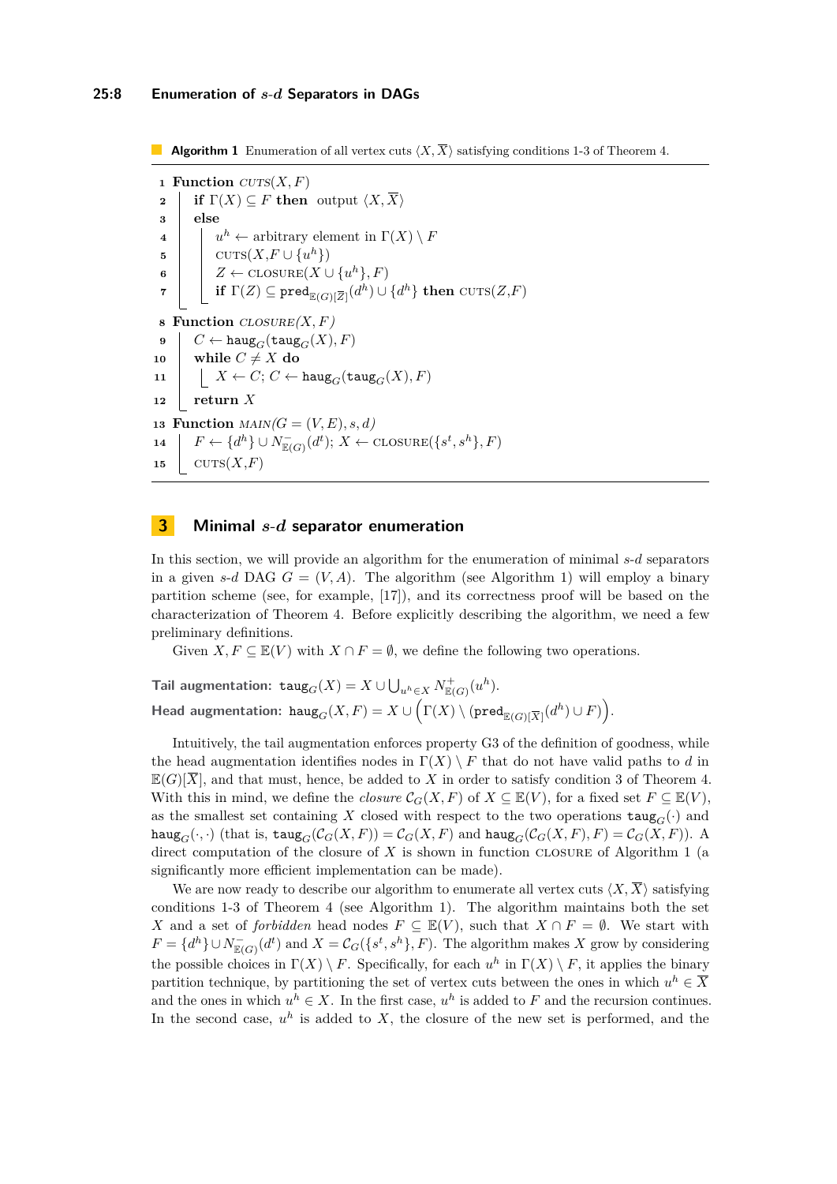**Algorithm 1** Enumeration of all vertex cuts $\langle X, \overline{X} \rangle$ satisfying conditions 1-3 of Theorem 4.

```
1  Function CUTS(X, F)
2     if Γ(X) ⊆ F then  output ⟨X, X̄⟩
3     else
4        u^h ← arbitrary element in Γ(X) \ F
5        CUTS(X, F ∪ {u^h})
6        Z ← CLOSURE(X ∪ {u^h}, F)
7        if Γ(Z) ⊆ pred_{E(G)[Z̄]}(d^h) ∪ {d^h} then CUTS(Z, F)
8  Function CLOSURE(X, F)
9     C ← haug_G(taug_G(X), F)
10    while C ≠ X do
11       X ← C; C ← haug_G(taug_G(X), F)
12    return X
13 Function MAIN(G = (V, E), s, d)
14    F ← {d^h} ∪ N^-_{E(G)}(d^t); X ← CLOSURE({s^t, s^h}, F)
15    CUTS(X, F)
```

## 3 Minimal $s$-$d$ separator enumeration

In this section, we will provide an algorithm for the enumeration of minimal $s$-$d$ separators in a given $s$-$d$ DAG $G = (V, A)$. The algorithm (see Algorithm 1) will employ a binary partition scheme (see, for example, [17]), and its correctness proof will be based on the characterization of Theorem 4. Before explicitly describing the algorithm, we need a few preliminary definitions.

Given $X, F \subseteq \mathbb{E}(V)$ with $X \cap F = \emptyset$, we define the following two operations.

**Tail augmentation:** $\mathtt{taug}_G(X) = X \cup \bigcup_{u^h \in X} N^+_{\mathbb{E}(G)}(u^h)$.

**Head augmentation:** $\mathtt{haug}_G(X, F) = X \cup \Big(\Gamma(X) \setminus (\mathtt{pred}_{\mathbb{E}(G)[\overline{X}]}(d^h) \cup F)\Big)$.

Intuitively, the tail augmentation enforces property G3 of the definition of goodness, while the head augmentation identifies nodes in $\Gamma(X) \setminus F$ that do not have valid paths to $d$ in $\mathbb{E}(G)[\overline{X}]$, and that must, hence, be added to $X$ in order to satisfy condition 3 of Theorem 4. With this in mind, we define the *closure* $\mathcal{C}_G(X, F)$ of $X \subseteq \mathbb{E}(V)$, for a fixed set $F \subseteq \mathbb{E}(V)$, as the smallest set containing $X$ closed with respect to the two operations $\mathtt{taug}_G(\cdot)$ and $\mathtt{haug}_G(\cdot, \cdot)$ (that is, $\mathtt{taug}_G(\mathcal{C}_G(X, F)) = \mathcal{C}_G(X, F)$ and $\mathtt{haug}_G(\mathcal{C}_G(X, F), F) = \mathcal{C}_G(X, F)$). A direct computation of the closure of $X$ is shown in function CLOSURE of Algorithm 1 (a significantly more efficient implementation can be made).

We are now ready to describe our algorithm to enumerate all vertex cuts $\langle X, \overline{X} \rangle$ satisfying conditions 1-3 of Theorem 4 (see Algorithm 1). The algorithm maintains both the set $X$ and a set of *forbidden* head nodes $F \subseteq \mathbb{E}(V)$, such that $X \cap F = \emptyset$. We start with $F = \{d^h\} \cup N^-_{\mathbb{E}(G)}(d^t)$ and $X = \mathcal{C}_G(\{s^t, s^h\}, F)$. The algorithm makes $X$ grow by considering the possible choices in $\Gamma(X) \setminus F$. Specifically, for each $u^h$ in $\Gamma(X) \setminus F$, it applies the binary partition technique, by partitioning the set of vertex cuts between the ones in which $u^h \in \overline{X}$ and the ones in which $u^h \in X$. In the first case, $u^h$ is added to $F$ and the recursion continues. In the second case, $u^h$ is added to $X$, the closure of the new set is performed, and the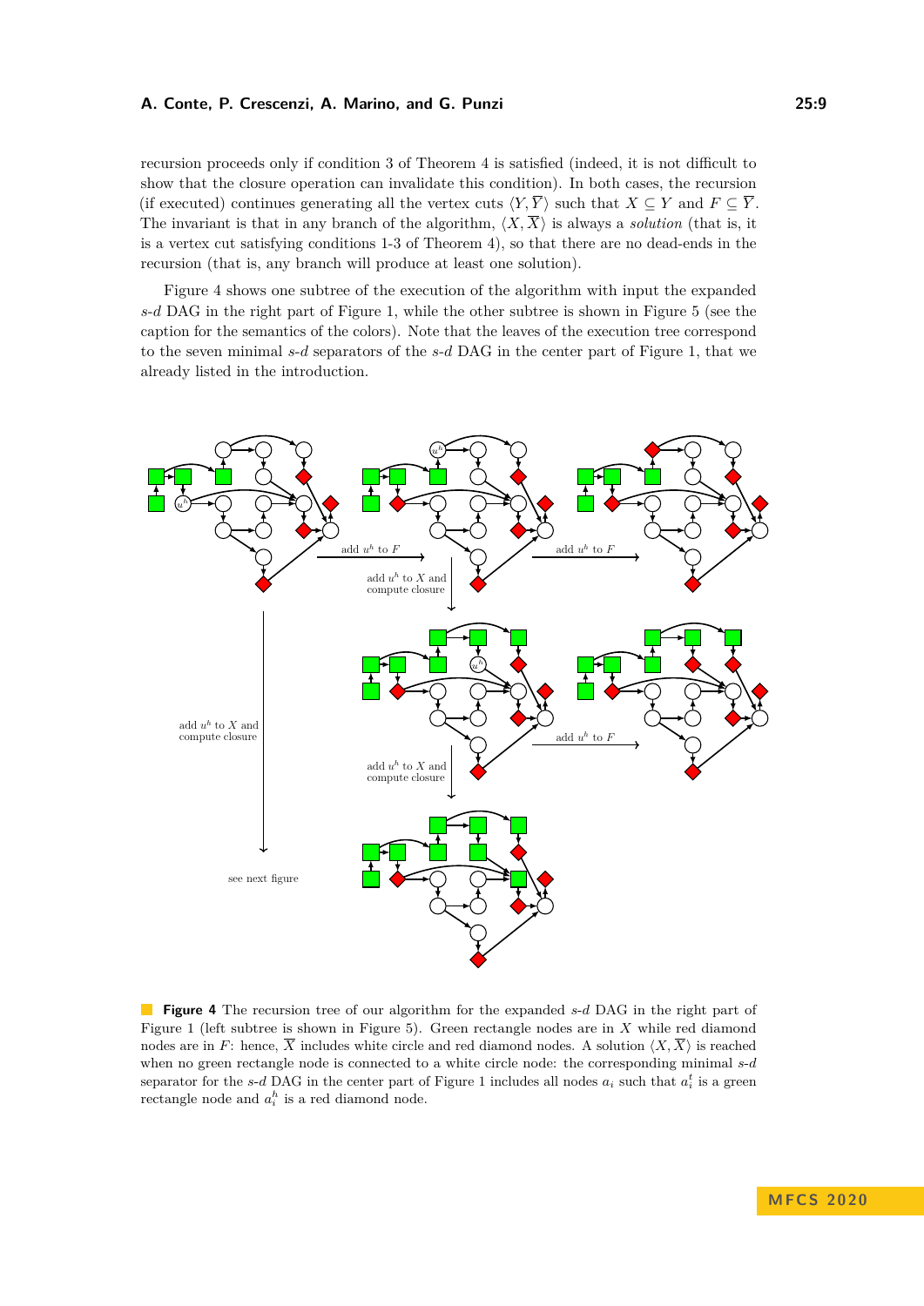recursion proceeds only if condition 3 of Theorem 4 is satisfied (indeed, it is not difficult to show that the closure operation can invalidate this condition). In both cases, the recursion (if executed) continues generating all the vertex cuts $\langle Y, \overline{Y} \rangle$ such that $X \subseteq Y$ and $F \subseteq \overline{Y}$. The invariant is that in any branch of the algorithm, $\langle X, \overline{X} \rangle$ is always a *solution* (that is, it is a vertex cut satisfying conditions 1-3 of Theorem 4), so that there are no dead-ends in the recursion (that is, any branch will produce at least one solution).

Figure 4 shows one subtree of the execution of the algorithm with input the expanded *s*-*d* DAG in the right part of Figure 1, while the other subtree is shown in Figure 5 (see the caption for the semantics of the colors). Note that the leaves of the execution tree correspond to the seven minimal *s*-*d* separators of the *s*-*d* DAG in the center part of Figure 1, that we already listed in the introduction.

add $u^h$ to $F$

add $u^h$ to $F$

add $u^h$ to $X$ and compute closure

add $u^h$ to $X$ and compute closure

add $u^h$ to $F$

add $u^h$ to $X$ and compute closure

see next figure

**Figure 4** The recursion tree of our algorithm for the expanded *s*-*d* DAG in the right part of Figure 1 (left subtree is shown in Figure 5). Green rectangle nodes are in $X$ while red diamond nodes are in $F$: hence, $\overline{X}$ includes white circle and red diamond nodes. A solution $\langle X, \overline{X} \rangle$ is reached when no green rectangle node is connected to a white circle node: the corresponding minimal *s*-*d* separator for the *s*-*d* DAG in the center part of Figure 1 includes all nodes $a_i$ such that $a_i^t$ is a green rectangle node and $a_i^h$ is a red diamond node.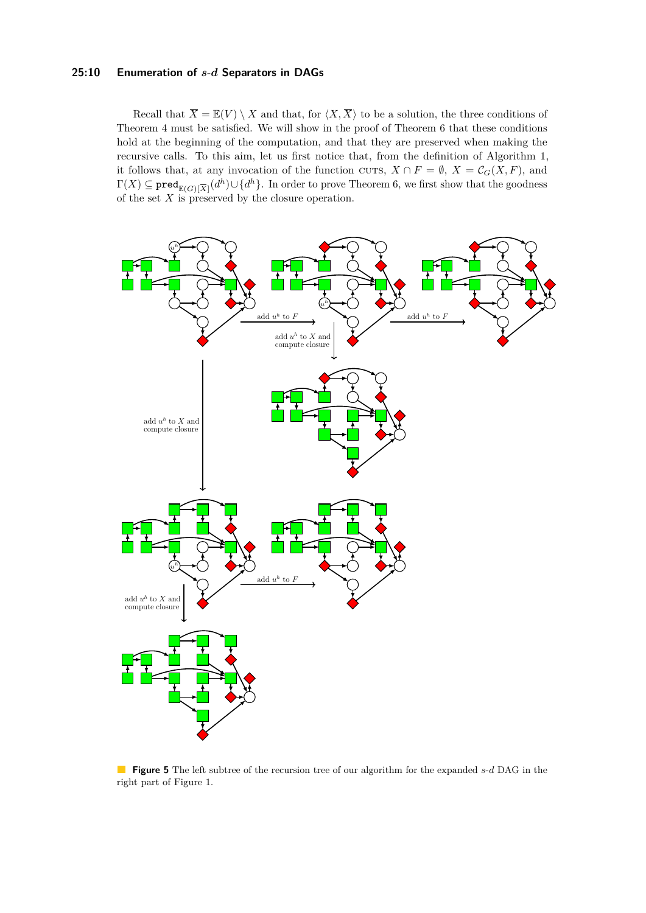Recall that $\overline{X} = \mathbb{E}(V) \setminus X$ and that, for $\langle X, \overline{X} \rangle$ to be a solution, the three conditions of Theorem 4 must be satisfied. We will show in the proof of Theorem 6 that these conditions hold at the beginning of the computation, and that they are preserved when making the recursive calls. To this aim, let us first notice that, from the definition of Algorithm 1, it follows that, at any invocation of the function CUTS, $X \cap F = \emptyset$, $X = \mathcal{C}_G(X, F)$, and $\Gamma(X) \subseteq \texttt{pred}_{\mathbb{E}(G)[\overline{X}]}(d^h) \cup \{d^h\}$. In order to prove Theorem 6, we first show that the goodness of the set $X$ is preserved by the closure operation.

**Figure 5** The left subtree of the recursion tree of our algorithm for the expanded *s*-*d* DAG in the right part of Figure 1.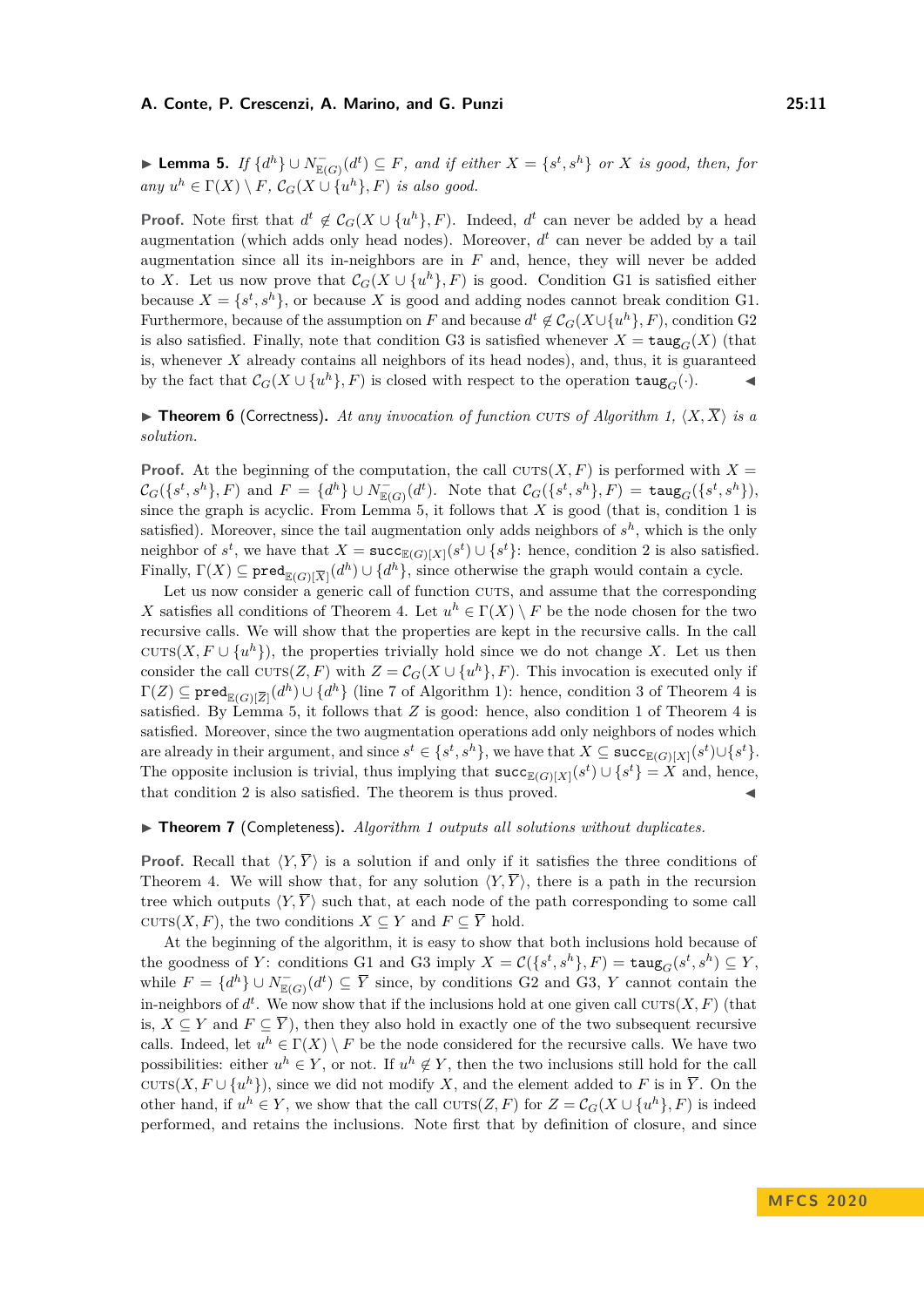▶ **Lemma 5.** *If $\{d^h\} \cup N^-_{\mathbb{E}(G)}(d^t) \subseteq F$, and if either $X = \{s^t, s^h\}$ or $X$ is good, then, for any $u^h \in \Gamma(X) \setminus F$, $\mathcal{C}_G(X \cup \{u^h\}, F)$ is also good.*

**Proof.** Note first that $d^t \notin \mathcal{C}_G(X \cup \{u^h\}, F)$. Indeed, $d^t$ can never be added by a head augmentation (which adds only head nodes). Moreover, $d^t$ can never be added by a tail augmentation since all its in-neighbors are in $F$ and, hence, they will never be added to $X$. Let us now prove that $\mathcal{C}_G(X \cup \{u^h\}, F)$ is good. Condition G1 is satisfied either because $X = \{s^t, s^h\}$, or because $X$ is good and adding nodes cannot break condition G1. Furthermore, because of the assumption on $F$ and because $d^t \notin \mathcal{C}_G(X \cup \{u^h\}, F)$, condition G2 is also satisfied. Finally, note that condition G3 is satisfied whenever $X = \mathtt{taug}_G(X)$ (that is, whenever $X$ already contains all neighbors of its head nodes), and, thus, it is guaranteed by the fact that $\mathcal{C}_G(X \cup \{u^h\}, F)$ is closed with respect to the operation $\mathtt{taug}_G(\cdot)$. ◀

▶ **Theorem 6** (Correctness)**.** *At any invocation of function* CUTS *of Algorithm 1, $\langle X, \overline{X} \rangle$ is a solution.*

**Proof.** At the beginning of the computation, the call CUTS$(X, F)$ is performed with $X = \mathcal{C}_G(\{s^t, s^h\}, F)$ and $F = \{d^h\} \cup N^-_{\mathbb{E}(G)}(d^t)$. Note that $\mathcal{C}_G(\{s^t, s^h\}, F) = \mathtt{taug}_G(\{s^t, s^h\})$, since the graph is acyclic. From Lemma 5, it follows that $X$ is good (that is, condition 1 is satisfied). Moreover, since the tail augmentation only adds neighbors of $s^h$, which is the only neighbor of $s^t$, we have that $X = \mathtt{succ}_{\mathbb{E}(G)[X]}(s^t) \cup \{s^t\}$: hence, condition 2 is also satisfied. Finally, $\Gamma(X) \subseteq \mathtt{pred}_{\mathbb{E}(G)[\overline{X}]}(d^h) \cup \{d^h\}$, since otherwise the graph would contain a cycle.

Let us now consider a generic call of function CUTS, and assume that the corresponding $X$ satisfies all conditions of Theorem 4. Let $u^h \in \Gamma(X) \setminus F$ be the node chosen for the two recursive calls. We will show that the properties are kept in the recursive calls. In the call CUTS$(X, F \cup \{u^h\})$, the properties trivially hold since we do not change $X$. Let us then consider the call CUTS$(Z, F)$ with $Z = \mathcal{C}_G(X \cup \{u^h\}, F)$. This invocation is executed only if $\Gamma(Z) \subseteq \mathtt{pred}_{\mathbb{E}(G)[\overline{Z}]}(d^h) \cup \{d^h\}$ (line 7 of Algorithm 1): hence, condition 3 of Theorem 4 is satisfied. By Lemma 5, it follows that $Z$ is good: hence, also condition 1 of Theorem 4 is satisfied. Moreover, since the two augmentation operations add only neighbors of nodes which are already in their argument, and since $s^t \in \{s^t, s^h\}$, we have that $X \subseteq \mathtt{succ}_{\mathbb{E}(G)[X]}(s^t) \cup \{s^t\}$. The opposite inclusion is trivial, thus implying that $\mathtt{succ}_{\mathbb{E}(G)[X]}(s^t) \cup \{s^t\} = X$ and, hence, that condition 2 is also satisfied. The theorem is thus proved. ◀

▶ **Theorem 7** (Completeness)**.** *Algorithm 1 outputs all solutions without duplicates.*

**Proof.** Recall that $\langle Y, \overline{Y} \rangle$ is a solution if and only if it satisfies the three conditions of Theorem 4. We will show that, for any solution $\langle Y, \overline{Y} \rangle$, there is a path in the recursion tree which outputs $\langle Y, \overline{Y} \rangle$ such that, at each node of the path corresponding to some call CUTS$(X, F)$, the two conditions $X \subseteq Y$ and $F \subseteq \overline{Y}$ hold.

At the beginning of the algorithm, it is easy to show that both inclusions hold because of the goodness of $Y$: conditions G1 and G3 imply $X = \mathcal{C}(\{s^t, s^h\}, F) = \mathtt{taug}_G(s^t, s^h) \subseteq Y$, while $F = \{d^h\} \cup N^-_{\mathbb{E}(G)}(d^t) \subseteq \overline{Y}$ since, by conditions G2 and G3, $Y$ cannot contain the in-neighbors of $d^t$. We now show that if the inclusions hold at one given CUTS$(X, F)$ (that is, $X \subseteq Y$ and $F \subseteq \overline{Y}$), then they also hold in exactly one of the two subsequent recursive calls. Indeed, let $u^h \in \Gamma(X) \setminus F$ be the node considered for the recursive calls. We have two possibilities: either $u^h \in Y$, or not. If $u^h \notin Y$, then the two inclusions still hold for the call CUTS$(X, F \cup \{u^h\})$, since we did not modify $X$, and the element added to $F$ is in $\overline{Y}$. On the other hand, if $u^h \in Y$, we show that the call CUTS$(Z, F)$ for $Z = \mathcal{C}_G(X \cup \{u^h\}, F)$ is indeed performed, and retains the inclusions. Note first that by definition of closure, and since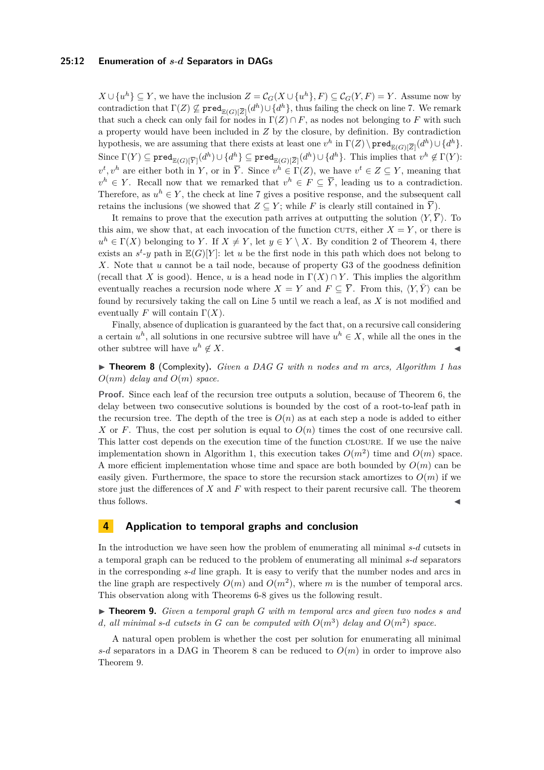$X \cup \{u^h\} \subseteq Y$, we have the inclusion $Z = \mathcal{C}_G(X \cup \{u^h\}, F) \subseteq \mathcal{C}_G(Y, F) = Y$. Assume now by contradiction that $\Gamma(Z) \nsubseteq \mathtt{pred}_{\mathbb{E}(G)[\overline{Z}]}(d^h) \cup \{d^h\}$, thus failing the check on line 7. We remark that such a check can only fail for nodes in $\Gamma(Z) \cap F$, as nodes not belonging to $F$ with such a property would have been included in $Z$ by the closure, by definition. By contradiction hypothesis, we are assuming that there exists at least one $v^h$ in $\Gamma(Z) \setminus \mathtt{pred}_{\mathbb{E}(G)[\overline{Z}]}(d^h) \cup \{d^h\}$. Since $\Gamma(Y) \subseteq \mathtt{pred}_{\mathbb{E}(G)[\overline{Y}]}(d^h) \cup \{d^h\} \subseteq \mathtt{pred}_{\mathbb{E}(G)[\overline{Z}]}(d^h) \cup \{d^h\}$. This implies that $v^h \notin \Gamma(Y)$: $v^t, v^h$ are either both in $Y$, or in $\overline{Y}$. Since $v^h \in \Gamma(Z)$, we have $v^t \in Z \subseteq Y$, meaning that $v^h \in Y$. Recall now that we remarked that $v^h \in F \subseteq \overline{Y}$, leading us to a contradiction. Therefore, as $u^h \in Y$, the check at line 7 gives a positive response, and the subsequent call retains the inclusions (we showed that $Z \subseteq Y$; while $F$ is clearly still contained in $\overline{Y}$).

It remains to prove that the execution path arrives at outputting the solution $\langle Y, \overline{Y} \rangle$. To this aim, we show that, at each invocation of the function CUTS, either $X = Y$, or there is $u^h \in \Gamma(X)$ belonging to $Y$. If $X \neq Y$, let $y \in Y \setminus X$. By condition 2 of Theorem 4, there exists an $s^t$-$y$ path in $\mathbb{E}(G)[Y]$: let $u$ be the first node in this path which does not belong to $X$. Note that $u$ cannot be a tail node, because of property G3 of the goodness definition (recall that $X$ is good). Hence, $u$ is a head node in $\Gamma(X) \cap Y$. This implies the algorithm eventually reaches a recursion node where $X = Y$ and $F \subseteq \overline{Y}$. From this, $\langle Y, \bar{Y} \rangle$ can be found by recursively taking the call on Line 5 until we reach a leaf, as $X$ is not modified and eventually $F$ will contain $\Gamma(X)$.

Finally, absence of duplication is guaranteed by the fact that, on a recursive call considering a certain $u^h$, all solutions in one recursive subtree will have $u^h \in X$, while all the ones in the other subtree will have $u^h \notin X$. ◀

▶ **Theorem 8** (Complexity). *Given a DAG $G$ with $n$ nodes and $m$ arcs, Algorithm 1 has $O(nm)$ delay and $O(m)$ space.*

**Proof.** Since each leaf of the recursion tree outputs a solution, because of Theorem 6, the delay between two consecutive solutions is bounded by the cost of a root-to-leaf path in the recursion tree. The depth of the tree is $O(n)$ as at each step a node is added to either $X$ or $F$. Thus, the cost per solution is equal to $O(n)$ times the cost of one recursive call. This latter cost depends on the execution time of the function CLOSURE. If we use the naive implementation shown in Algorithm 1, this execution takes $O(m^2)$ time and $O(m)$ space. A more efficient implementation whose time and space are both bounded by $O(m)$ can be easily given. Furthermore, the space to store the recursion stack amortizes to $O(m)$ if we store just the differences of $X$ and $F$ with respect to their parent recursive call. The theorem thus follows. ◀

## 4 Application to temporal graphs and conclusion

In the introduction we have seen how the problem of enumerating all minimal $s$-$d$ cutsets in a temporal graph can be reduced to the problem of enumerating all minimal $s$-$d$ separators in the corresponding $s$-$d$ line graph. It is easy to verify that the number nodes and arcs in the line graph are respectively $O(m)$ and $O(m^2)$, where $m$ is the number of temporal arcs. This observation along with Theorems 6-8 gives us the following result.

▶ **Theorem 9.** *Given a temporal graph $G$ with $m$ temporal arcs and given two nodes $s$ and $d$, all minimal $s$-$d$ cutsets in $G$ can be computed with $O(m^3)$ delay and $O(m^2)$ space.*

A natural open problem is whether the cost per solution for enumerating all minimal $s$-$d$ separators in a DAG in Theorem 8 can be reduced to $O(m)$ in order to improve also Theorem 9.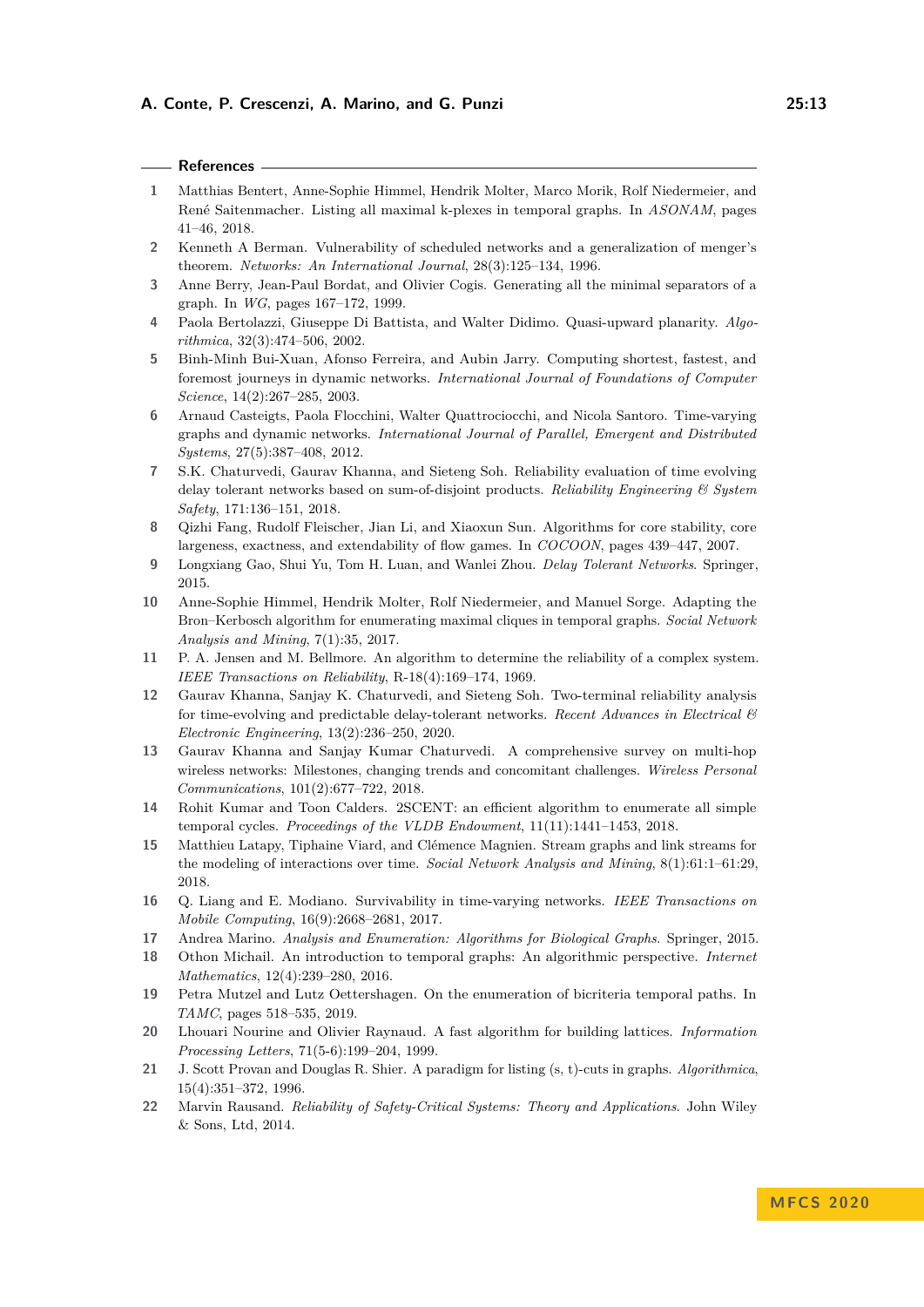## References

1. Matthias Bentert, Anne-Sophie Himmel, Hendrik Molter, Marco Morik, Rolf Niedermeier, and René Saitenmacher. Listing all maximal k-plexes in temporal graphs. In *ASONAM*, pages 41–46, 2018.
2. Kenneth A Berman. Vulnerability of scheduled networks and a generalization of menger's theorem. *Networks: An International Journal*, 28(3):125–134, 1996.
3. Anne Berry, Jean-Paul Bordat, and Olivier Cogis. Generating all the minimal separators of a graph. In *WG*, pages 167–172, 1999.
4. Paola Bertolazzi, Giuseppe Di Battista, and Walter Didimo. Quasi-upward planarity. *Algorithmica*, 32(3):474–506, 2002.
5. Binh-Minh Bui-Xuan, Afonso Ferreira, and Aubin Jarry. Computing shortest, fastest, and foremost journeys in dynamic networks. *International Journal of Foundations of Computer Science*, 14(2):267–285, 2003.
6. Arnaud Casteigts, Paola Flocchini, Walter Quattrociocchi, and Nicola Santoro. Time-varying graphs and dynamic networks. *International Journal of Parallel, Emergent and Distributed Systems*, 27(5):387–408, 2012.
7. S.K. Chaturvedi, Gaurav Khanna, and Sieteng Soh. Reliability evaluation of time evolving delay tolerant networks based on sum-of-disjoint products. *Reliability Engineering & System Safety*, 171:136–151, 2018.
8. Qizhi Fang, Rudolf Fleischer, Jian Li, and Xiaoxun Sun. Algorithms for core stability, core largeness, exactness, and extendability of flow games. In *COCOON*, pages 439–447, 2007.
9. Longxiang Gao, Shui Yu, Tom H. Luan, and Wanlei Zhou. *Delay Tolerant Networks*. Springer, 2015.
10. Anne-Sophie Himmel, Hendrik Molter, Rolf Niedermeier, and Manuel Sorge. Adapting the Bron–Kerbosch algorithm for enumerating maximal cliques in temporal graphs. *Social Network Analysis and Mining*, 7(1):35, 2017.
11. P. A. Jensen and M. Bellmore. An algorithm to determine the reliability of a complex system. *IEEE Transactions on Reliability*, R-18(4):169–174, 1969.
12. Gaurav Khanna, Sanjay K. Chaturvedi, and Sieteng Soh. Two-terminal reliability analysis for time-evolving and predictable delay-tolerant networks. *Recent Advances in Electrical & Electronic Engineering*, 13(2):236–250, 2020.
13. Gaurav Khanna and Sanjay Kumar Chaturvedi. A comprehensive survey on multi-hop wireless networks: Milestones, changing trends and concomitant challenges. *Wireless Personal Communications*, 101(2):677–722, 2018.
14. Rohit Kumar and Toon Calders. 2SCENT: an efficient algorithm to enumerate all simple temporal cycles. *Proceedings of the VLDB Endowment*, 11(11):1441–1453, 2018.
15. Matthieu Latapy, Tiphaine Viard, and Clémence Magnien. Stream graphs and link streams for the modeling of interactions over time. *Social Network Analysis and Mining*, 8(1):61:1–61:29, 2018.
16. Q. Liang and E. Modiano. Survivability in time-varying networks. *IEEE Transactions on Mobile Computing*, 16(9):2668–2681, 2017.
17. Andrea Marino. *Analysis and Enumeration: Algorithms for Biological Graphs*. Springer, 2015.
18. Othon Michail. An introduction to temporal graphs: An algorithmic perspective. *Internet Mathematics*, 12(4):239–280, 2016.
19. Petra Mutzel and Lutz Oettershagen. On the enumeration of bicriteria temporal paths. In *TAMC*, pages 518–535, 2019.
20. Lhouari Nourine and Olivier Raynaud. A fast algorithm for building lattices. *Information Processing Letters*, 71(5-6):199–204, 1999.
21. J. Scott Provan and Douglas R. Shier. A paradigm for listing (s, t)-cuts in graphs. *Algorithmica*, 15(4):351–372, 1996.
22. Marvin Rausand. *Reliability of Safety-Critical Systems: Theory and Applications*. John Wiley & Sons, Ltd, 2014.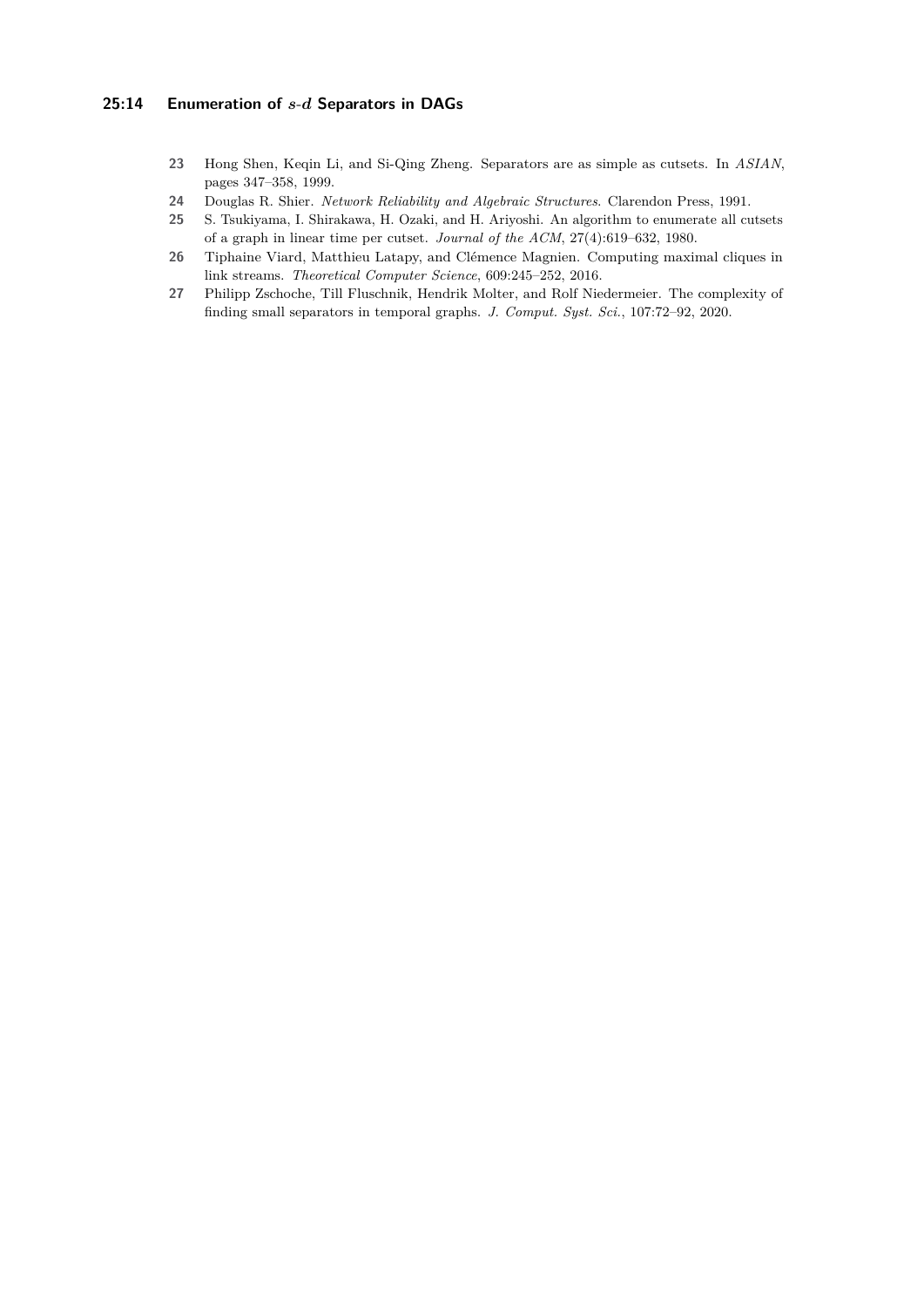23 Hong Shen, Keqin Li, and Si-Qing Zheng. Separators are as simple as cutsets. In *ASIAN*, pages 347–358, 1999.

24 Douglas R. Shier. *Network Reliability and Algebraic Structures*. Clarendon Press, 1991.

25 S. Tsukiyama, I. Shirakawa, H. Ozaki, and H. Ariyoshi. An algorithm to enumerate all cutsets of a graph in linear time per cutset. *Journal of the ACM*, 27(4):619–632, 1980.

26 Tiphaine Viard, Matthieu Latapy, and Clémence Magnien. Computing maximal cliques in link streams. *Theoretical Computer Science*, 609:245–252, 2016.

27 Philipp Zschoche, Till Fluschnik, Hendrik Molter, and Rolf Niedermeier. The complexity of finding small separators in temporal graphs. *J. Comput. Syst. Sci.*, 107:72–92, 2020.